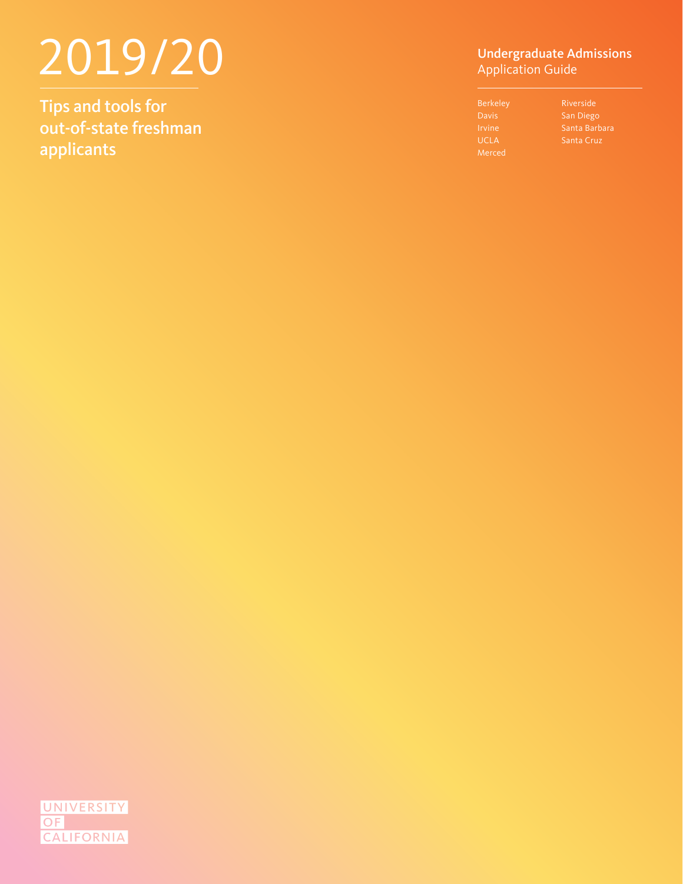# 2019/20

## Tips and tools for out-of-state freshman applicants

**Undergraduate Admissions**
Application Guide

- Berkeley
- Davis
- Irvine
- UCLA
- Merced
- Riverside
- San Diego
- Santa Barbara
- Santa Cruz

UNIVERSITY OF CALIFORNIA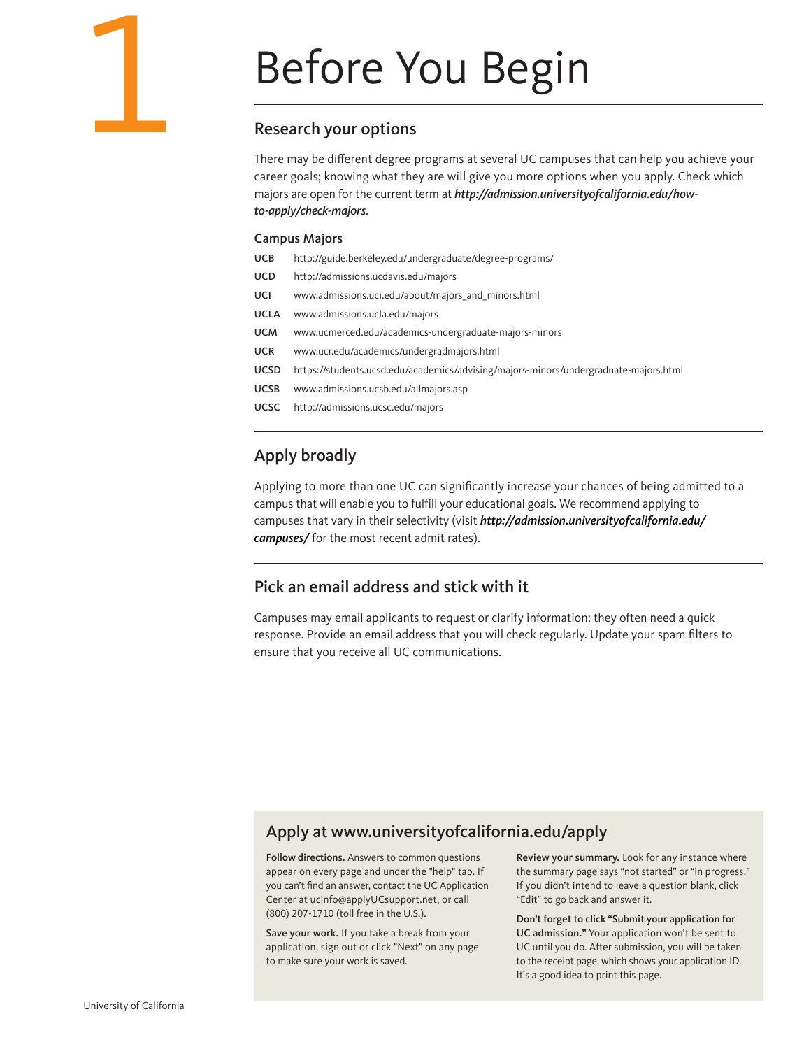# 1 Before You Begin

## Research your options

There may be different degree programs at several UC campuses that can help you achieve your career goals; knowing what they are will give you more options when you apply. Check which majors are open for the current term at ***http://admission.universityofcalifornia.edu/how-to-apply/check-majors***.

### Campus Majors

| | |
|---|---|
| **UCB** | http://guide.berkeley.edu/undergraduate/degree-programs/ |
| **UCD** | http://admissions.ucdavis.edu/majors |
| **UCI** | www.admissions.uci.edu/about/majors_and_minors.html |
| **UCLA** | www.admissions.ucla.edu/majors |
| **UCM** | www.ucmerced.edu/academics-undergraduate-majors-minors |
| **UCR** | www.ucr.edu/academics/undergradmajors.html |
| **UCSD** | https://students.ucsd.edu/academics/advising/majors-minors/undergraduate-majors.html |
| **UCSB** | www.admissions.ucsb.edu/allmajors.asp |
| **UCSC** | http://admissions.ucsc.edu/majors |

## Apply broadly

Applying to more than one UC can significantly increase your chances of being admitted to a campus that will enable you to fulfill your educational goals. We recommend applying to campuses that vary in their selectivity (visit ***http://admission.universityofcalifornia.edu/campuses/*** for the most recent admit rates).

## Pick an email address and stick with it

Campuses may email applicants to request or clarify information; they often need a quick response. Provide an email address that you will check regularly. Update your spam filters to ensure that you receive all UC communications.

## Apply at www.universityofcalifornia.edu/apply

**Follow directions.** Answers to common questions appear on every page and under the "help" tab. If you can't find an answer, contact the UC Application Center at ucinfo@applyUCsupport.net, or call (800) 207-1710 (toll free in the U.S.).

**Save your work.** If you take a break from your application, sign out or click "Next" on any page to make sure your work is saved.

**Review your summary.** Look for any instance where the summary page says "not started" or "in progress." If you didn't intend to leave a question blank, click "Edit" to go back and answer it.

**Don't forget to click "Submit your application for UC admission."** Your application won't be sent to UC until you do. After submission, you will be taken to the receipt page, which shows your application ID. It's a good idea to print this page.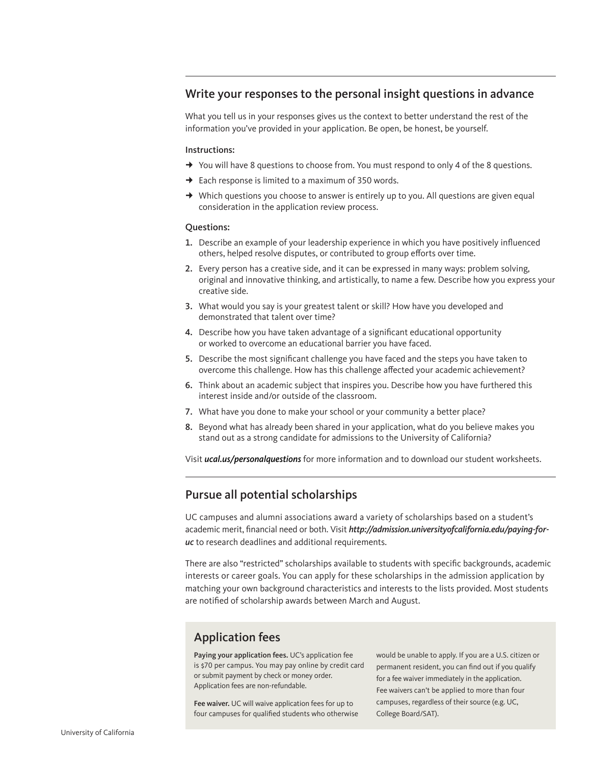## Write your responses to the personal insight questions in advance

What you tell us in your responses gives us the context to better understand the rest of the information you've provided in your application. Be open, be honest, be yourself.

**Instructions:**

- → You will have 8 questions to choose from. You must respond to only 4 of the 8 questions.
- → Each response is limited to a maximum of 350 words.
- → Which questions you choose to answer is entirely up to you. All questions are given equal consideration in the application review process.

**Questions:**

1. Describe an example of your leadership experience in which you have positively influenced others, helped resolve disputes, or contributed to group efforts over time.
2. Every person has a creative side, and it can be expressed in many ways: problem solving, original and innovative thinking, and artistically, to name a few. Describe how you express your creative side.
3. What would you say is your greatest talent or skill? How have you developed and demonstrated that talent over time?
4. Describe how you have taken advantage of a significant educational opportunity or worked to overcome an educational barrier you have faced.
5. Describe the most significant challenge you have faced and the steps you have taken to overcome this challenge. How has this challenge affected your academic achievement?
6. Think about an academic subject that inspires you. Describe how you have furthered this interest inside and/or outside of the classroom.
7. What have you done to make your school or your community a better place?
8. Beyond what has already been shared in your application, what do you believe makes you stand out as a strong candidate for admissions to the University of California?

Visit ***ucal.us/personalquestions*** for more information and to download our student worksheets.

## Pursue all potential scholarships

UC campuses and alumni associations award a variety of scholarships based on a student's academic merit, financial need or both. Visit ***http://admission.universityofcalifornia.edu/paying-for-uc*** to research deadlines and additional requirements.

There are also "restricted" scholarships available to students with specific backgrounds, academic interests or career goals. You can apply for these scholarships in the admission application by matching your own background characteristics and interests to the lists provided. Most students are notified of scholarship awards between March and August.

## Application fees

**Paying your application fees.** UC's application fee is $70 per campus. You may pay online by credit card or submit payment by check or money order. Application fees are non-refundable.

**Fee waiver.** UC will waive application fees for up to four campuses for qualified students who otherwise would be unable to apply. If you are a U.S. citizen or permanent resident, you can find out if you qualify for a fee waiver immediately in the application. Fee waivers can't be applied to more than four campuses, regardless of their source (e.g. UC, College Board/SAT).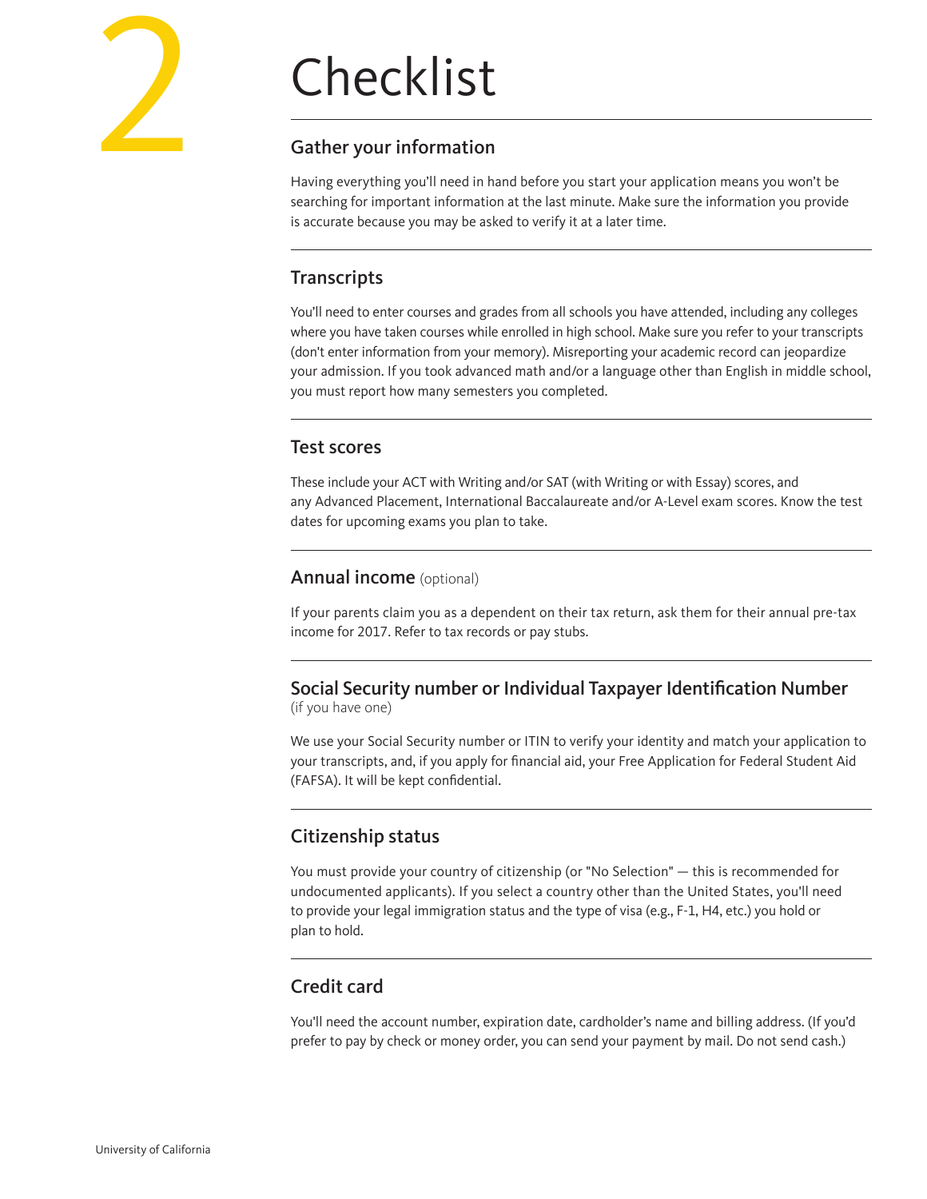# 2 Checklist

## Gather your information

Having everything you'll need in hand before you start your application means you won't be searching for important information at the last minute. Make sure the information you provide is accurate because you may be asked to verify it at a later time.

## Transcripts

You'll need to enter courses and grades from all schools you have attended, including any colleges where you have taken courses while enrolled in high school. Make sure you refer to your transcripts (don't enter information from your memory). Misreporting your academic record can jeopardize your admission. If you took advanced math and/or a language other than English in middle school, you must report how many semesters you completed.

## Test scores

These include your ACT with Writing and/or SAT (with Writing or with Essay) scores, and any Advanced Placement, International Baccalaureate and/or A-Level exam scores. Know the test dates for upcoming exams you plan to take.

## Annual income (optional)

If your parents claim you as a dependent on their tax return, ask them for their annual pre-tax income for 2017. Refer to tax records or pay stubs.

## Social Security number or Individual Taxpayer Identification Number (if you have one)

We use your Social Security number or ITIN to verify your identity and match your application to your transcripts, and, if you apply for financial aid, your Free Application for Federal Student Aid (FAFSA). It will be kept confidential.

## Citizenship status

You must provide your country of citizenship (or "No Selection" — this is recommended for undocumented applicants). If you select a country other than the United States, you'll need to provide your legal immigration status and the type of visa (e.g., F-1, H4, etc.) you hold or plan to hold.

## Credit card

You'll need the account number, expiration date, cardholder's name and billing address. (If you'd prefer to pay by check or money order, you can send your payment by mail. Do not send cash.)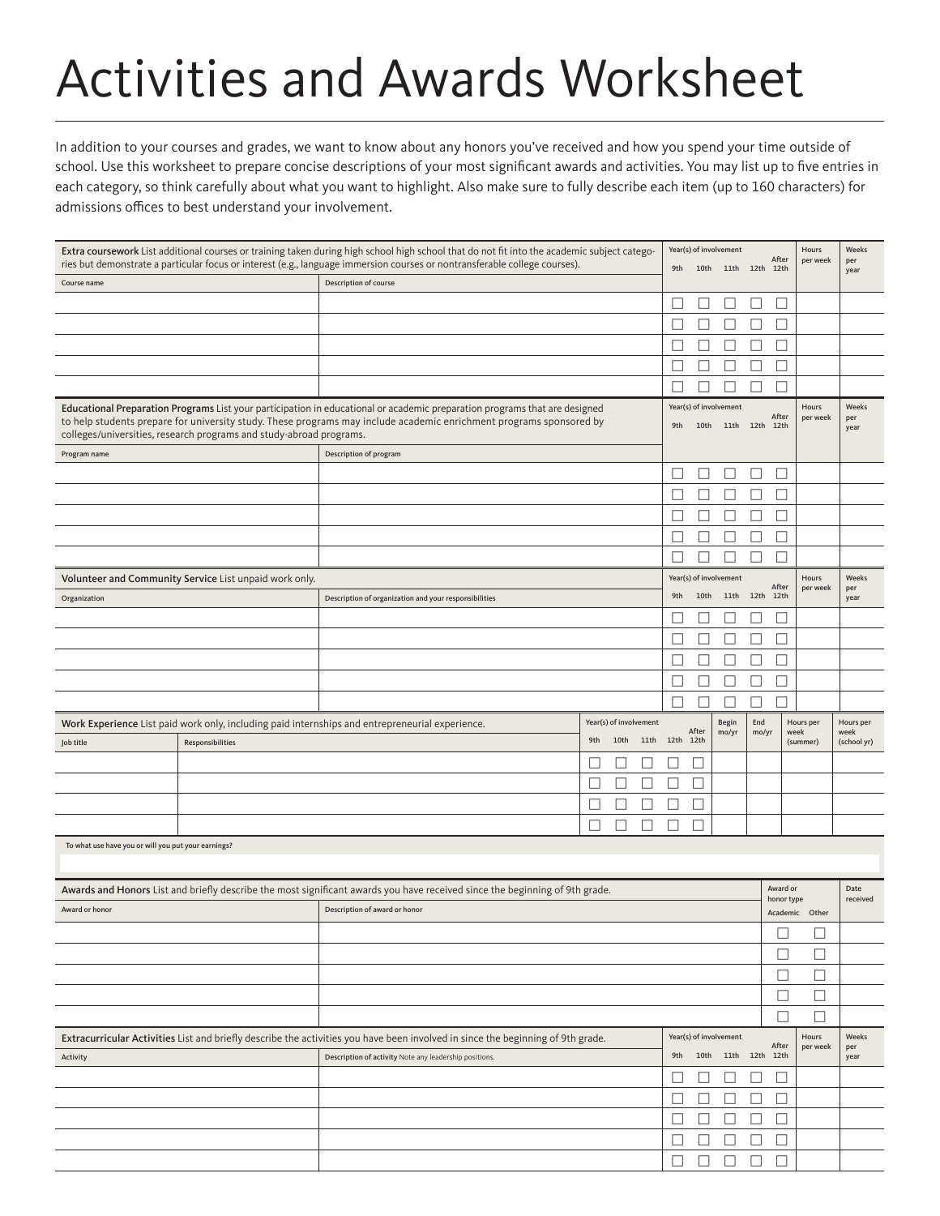# Activities and Awards Worksheet

In addition to your courses and grades, we want to know about any honors you've received and how you spend your time outside of school. Use this worksheet to prepare concise descriptions of your most significant awards and activities. You may list up to five entries in each category, so think carefully about what you want to highlight. Also make sure to fully describe each item (up to 160 characters) for admissions offices to best understand your involvement.

| **Extra coursework** List additional courses or training taken during high school high school that do not fit into the academic subject categories but demonstrate a particular focus or interest (e.g., language immersion courses or nontransferable college courses). | | Year(s) of involvement | | | | | Hours per week | Weeks per year |
|---|---|---|---|---|---|---|---|---|
| Course name | Description of course | 9th | 10th | 11th | 12th | After 12th | | |
| | | ☐ | ☐ | ☐ | ☐ | ☐ | | |
| | | ☐ | ☐ | ☐ | ☐ | ☐ | | |
| | | ☐ | ☐ | ☐ | ☐ | ☐ | | |
| | | ☐ | ☐ | ☐ | ☐ | ☐ | | |
| | | ☐ | ☐ | ☐ | ☐ | ☐ | | |

| **Educational Preparation Programs** List your participation in educational or academic preparation programs that are designed to help students prepare for university study. These programs may include academic enrichment programs sponsored by colleges/universities, research programs and study-abroad programs. | | Year(s) of involvement | | | | | Hours per week | Weeks per year |
|---|---|---|---|---|---|---|---|---|
| Program name | Description of program | 9th | 10th | 11th | 12th | After 12th | | |
| | | ☐ | ☐ | ☐ | ☐ | ☐ | | |
| | | ☐ | ☐ | ☐ | ☐ | ☐ | | |
| | | ☐ | ☐ | ☐ | ☐ | ☐ | | |
| | | ☐ | ☐ | ☐ | ☐ | ☐ | | |
| | | ☐ | ☐ | ☐ | ☐ | ☐ | | |

| **Volunteer and Community Service** List unpaid work only. | | Year(s) of involvement | | | | | Hours per week | Weeks per year |
|---|---|---|---|---|---|---|---|---|
| Organization | Description of organization and your responsibilities | 9th | 10th | 11th | 12th | After 12th | | |
| | | ☐ | ☐ | ☐ | ☐ | ☐ | | |
| | | ☐ | ☐ | ☐ | ☐ | ☐ | | |
| | | ☐ | ☐ | ☐ | ☐ | ☐ | | |
| | | ☐ | ☐ | ☐ | ☐ | ☐ | | |
| | | ☐ | ☐ | ☐ | ☐ | ☐ | | |

| **Work Experience** List paid work only, including paid internships and entrepreneurial experience. | | Year(s) of involvement | | | | | Begin mo/yr | End mo/yr | Hours per week (summer) | Hours per week (school yr) |
|---|---|---|---|---|---|---|---|---|---|---|
| Job title | Responsibilities | 9th | 10th | 11th | 12th | After 12th | | | | |
| | | ☐ | ☐ | ☐ | ☐ | ☐ | | | | |
| | | ☐ | ☐ | ☐ | ☐ | ☐ | | | | |
| | | ☐ | ☐ | ☐ | ☐ | ☐ | | | | |
| | | ☐ | ☐ | ☐ | ☐ | ☐ | | | | |

To what use have you or will you put your earnings?

| **Awards and Honors** List and briefly describe the most significant awards you have received since the beginning of 9th grade. | | Award or honor type | | Date received |
|---|---|---|---|---|
| Award or honor | Description of award or honor | Academic | Other | |
| | | ☐ | ☐ | |
| | | ☐ | ☐ | |
| | | ☐ | ☐ | |
| | | ☐ | ☐ | |
| | | ☐ | ☐ | |

| **Extracurricular Activities** List and briefly describe the activities you have been involved in since the beginning of 9th grade. | | Year(s) of involvement | | | | | Hours per week | Weeks per year |
|---|---|---|---|---|---|---|---|---|
| Activity | Description of activity Note any leadership positions. | 9th | 10th | 11th | 12th | After 12th | | |
| | | ☐ | ☐ | ☐ | ☐ | ☐ | | |
| | | ☐ | ☐ | ☐ | ☐ | ☐ | | |
| | | ☐ | ☐ | ☐ | ☐ | ☐ | | |
| | | ☐ | ☐ | ☐ | ☐ | ☐ | | |
| | | ☐ | ☐ | ☐ | ☐ | ☐ | | |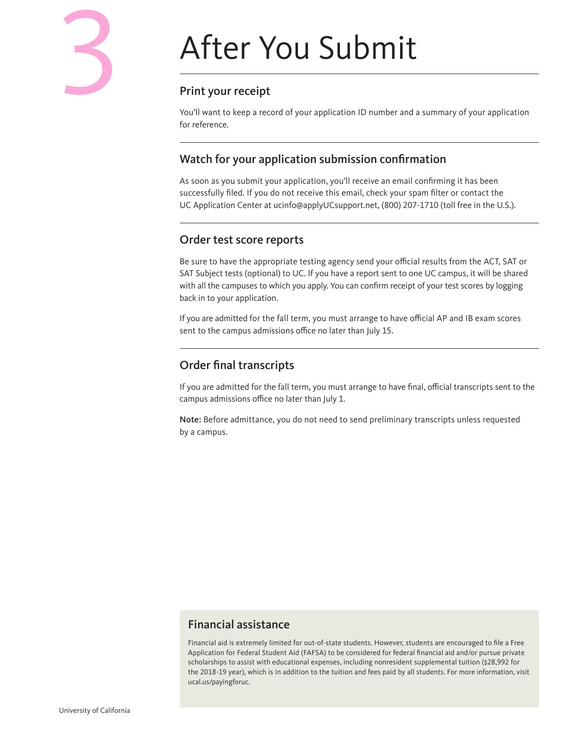# 3 After You Submit

## Print your receipt

You'll want to keep a record of your application ID number and a summary of your application for reference.

## Watch for your application submission confirmation

As soon as you submit your application, you'll receive an email confirming it has been successfully filed. If you do not receive this email, check your spam filter or contact the UC Application Center at ucinfo@applyUCsupport.net, (800) 207-1710 (toll free in the U.S.).

## Order test score reports

Be sure to have the appropriate testing agency send your official results from the ACT, SAT or SAT Subject tests (optional) to UC. If you have a report sent to one UC campus, it will be shared with all the campuses to which you apply. You can confirm receipt of your test scores by logging back in to your application.

If you are admitted for the fall term, you must arrange to have official AP and IB exam scores sent to the campus admissions office no later than July 15.

## Order final transcripts

If you are admitted for the fall term, you must arrange to have final, official transcripts sent to the campus admissions office no later than July 1.

**Note:** Before admittance, you do not need to send preliminary transcripts unless requested by a campus.

### Financial assistance

Financial aid is extremely limited for out-of-state students. However, students are encouraged to file a Free Application for Federal Student Aid (FAFSA) to be considered for federal financial aid and/or pursue private scholarships to assist with educational expenses, including nonresident supplemental tuition ($28,992 for the 2018-19 year), which is in addition to the tuition and fees paid by all students. For more information, visit ucal.us/payingforuc.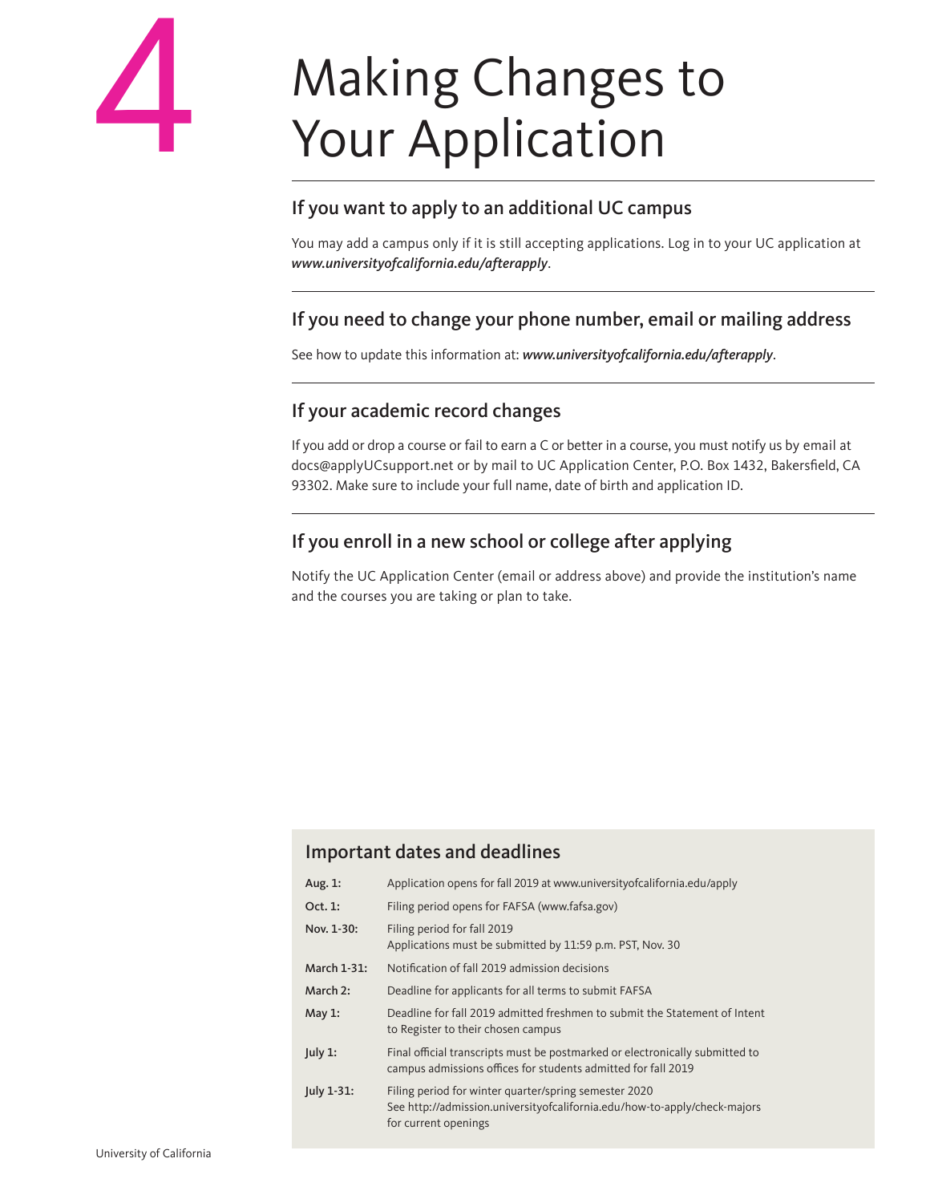# 4 Making Changes to Your Application

## If you want to apply to an additional UC campus

You may add a campus only if it is still accepting applications. Log in to your UC application at ***www.universityofcalifornia.edu/afterapply***.

## If you need to change your phone number, email or mailing address

See how to update this information at: ***www.universityofcalifornia.edu/afterapply***.

## If your academic record changes

If you add or drop a course or fail to earn a C or better in a course, you must notify us by email at docs@applyUCsupport.net or by mail to UC Application Center, P.O. Box 1432, Bakersfield, CA 93302. Make sure to include your full name, date of birth and application ID.

## If you enroll in a new school or college after applying

Notify the UC Application Center (email or address above) and provide the institution's name and the courses you are taking or plan to take.

### Important dates and deadlines

| | |
|---|---|
| **Aug. 1:** | Application opens for fall 2019 at www.universityofcalifornia.edu/apply |
| **Oct. 1:** | Filing period opens for FAFSA (www.fafsa.gov) |
| **Nov. 1-30:** | Filing period for fall 2019<br>Applications must be submitted by 11:59 p.m. PST, Nov. 30 |
| **March 1-31:** | Notification of fall 2019 admission decisions |
| **March 2:** | Deadline for applicants for all terms to submit FAFSA |
| **May 1:** | Deadline for fall 2019 admitted freshmen to submit the Statement of Intent to Register to their chosen campus |
| **July 1:** | Final official transcripts must be postmarked or electronically submitted to campus admissions offices for students admitted for fall 2019 |
| **July 1-31:** | Filing period for winter quarter/spring semester 2020<br>See http://admission.universityofcalifornia.edu/how-to-apply/check-majors for current openings |